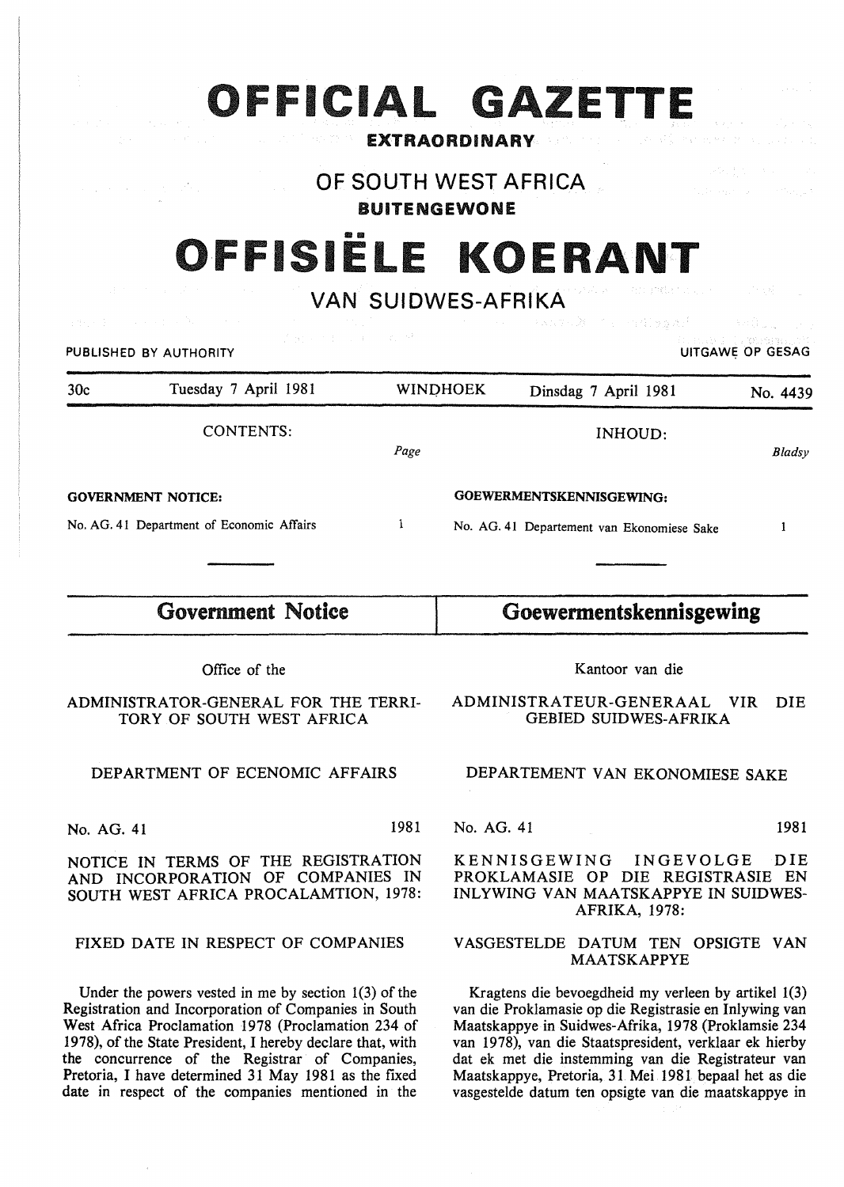# OFFICIAL GAZETTE

**EXTRAORDINARY**

## OF SOUTH WEST AFRICA

**BUITENGEWONE**

# OFFISIËLE KOERANT

## VAN SUIDWES-AFRIKA

PUBLISHED BY AUTHORITY — UITGAWE OP GESAG

| 30c | Tuesday 7 April 1981 | WINDHOEK | Dinsdag 7 April 1981 | No. 4439 |
|---|---|---|---|---|

| CONTENTS: | *Page* | INHOUD: | *Bladsy* |
|---|---|---|---|
| **GOVERNMENT NOTICE:** | | **GOEWERMENTSKENNISGEWING:** | |
| No. AG. 41 Department of Economic Affairs | 1 | No. AG. 41 Departement van Ekonomiese Sake | 1 |

## Government Notice

Office of the

ADMINISTRATOR-GENERAL FOR THE TERRITORY OF SOUTH WEST AFRICA

DEPARTMENT OF ECENOMIC AFFAIRS

No. AG. 41 — 1981

NOTICE IN TERMS OF THE REGISTRATION AND INCORPORATION OF COMPANIES IN SOUTH WEST AFRICA PROCALAMTION, 1978:

FIXED DATE IN RESPECT OF COMPANIES

Under the powers vested in me by section 1(3) of the Registration and Incorporation of Companies in South West Africa Proclamation 1978 (Proclamation 234 of 1978), of the State President, I hereby declare that, with the concurrence of the Registrar of Companies, Pretoria, I have determined 31 May 1981 as the fixed date in respect of the companies mentioned in the

## Goewermentskennisgewing

Kantoor van die

ADMINISTRATEUR-GENERAAL VIR DIE GEBIED SUIDWES-AFRIKA

DEPARTEMENT VAN EKONOMIESE SAKE

No. AG. 41 — 1981

KENNISGEWING INGEVOLGE DIE PROKLAMASIE OP DIE REGISTRASIE EN INLYWING VAN MAATSKAPPYE IN SUIDWES-AFRIKA, 1978:

VASGESTELDE DATUM TEN OPSIGTE VAN MAATSKAPPYE

Kragtens die bevoegdheid my verleen by artikel 1(3) van die Proklamasie op die Registrasie en Inlywing van Maatskappye in Suidwes-Afrika, 1978 (Proklamsie 234 van 1978), van die Staatspresident, verklaar ek hierby dat ek met die instemming van die Registrateur van Maatskappye, Pretoria, 31 Mei 1981 bepaal het as die vasgestelde datum ten opsigte van die maatskappye in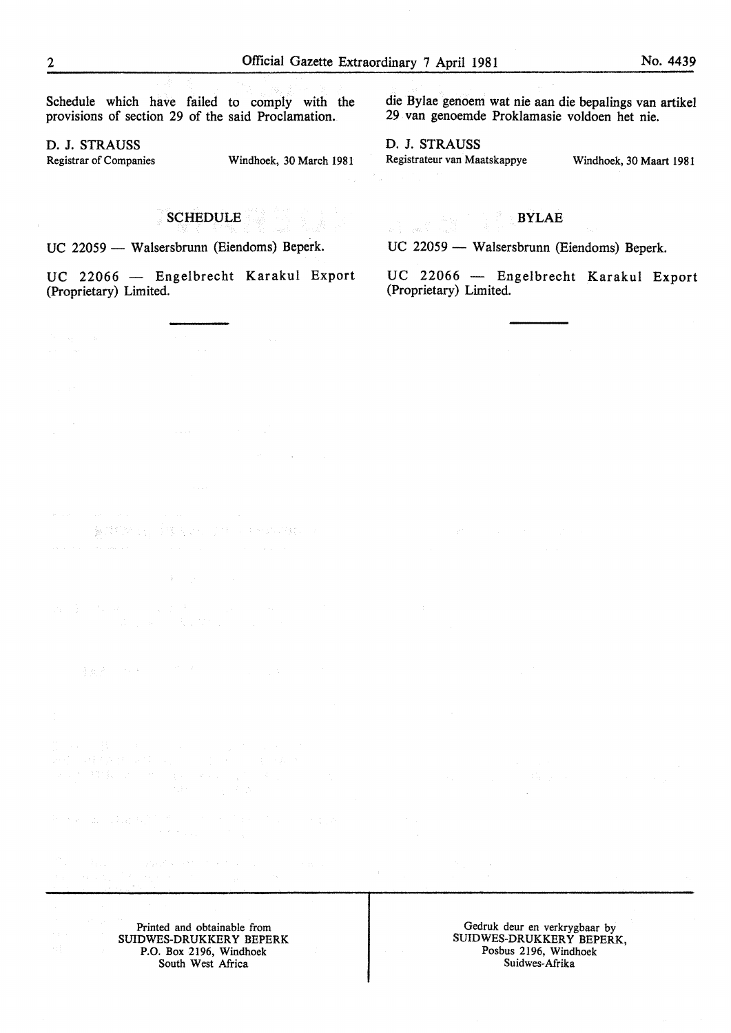Schedule which have failed to comply with the provisions of section 29 of the said Proclamation.

D. J. STRAUSS
Registrar of Companies

Windhoek, 30 March 1981

## SCHEDULE

UC 22059 — Walsersbrunn (Eiendoms) Beperk.

UC 22066 — Engelbrecht Karakul Export (Proprietary) Limited.

---

die Bylae genoem wat nie aan die bepalings van artikel 29 van genoemde Proklamasie voldoen het nie.

D. J. STRAUSS
Registrateur van Maatskappye

Windhoek, 30 Maart 1981

## BYLAE

UC 22059 — Walsersbrunn (Eiendoms) Beperk.

UC 22066 — Engelbrecht Karakul Export (Proprietary) Limited.

---

Printed and obtainable from
SUIDWES-DRUKKERY BEPERK
P.O. Box 2196, Windhoek
South West Africa

Gedruk deur en verkrygbaar by
SUIDWES-DRUKKERY BEPERK,
Posbus 2196, Windhoek
Suidwes-Afrika